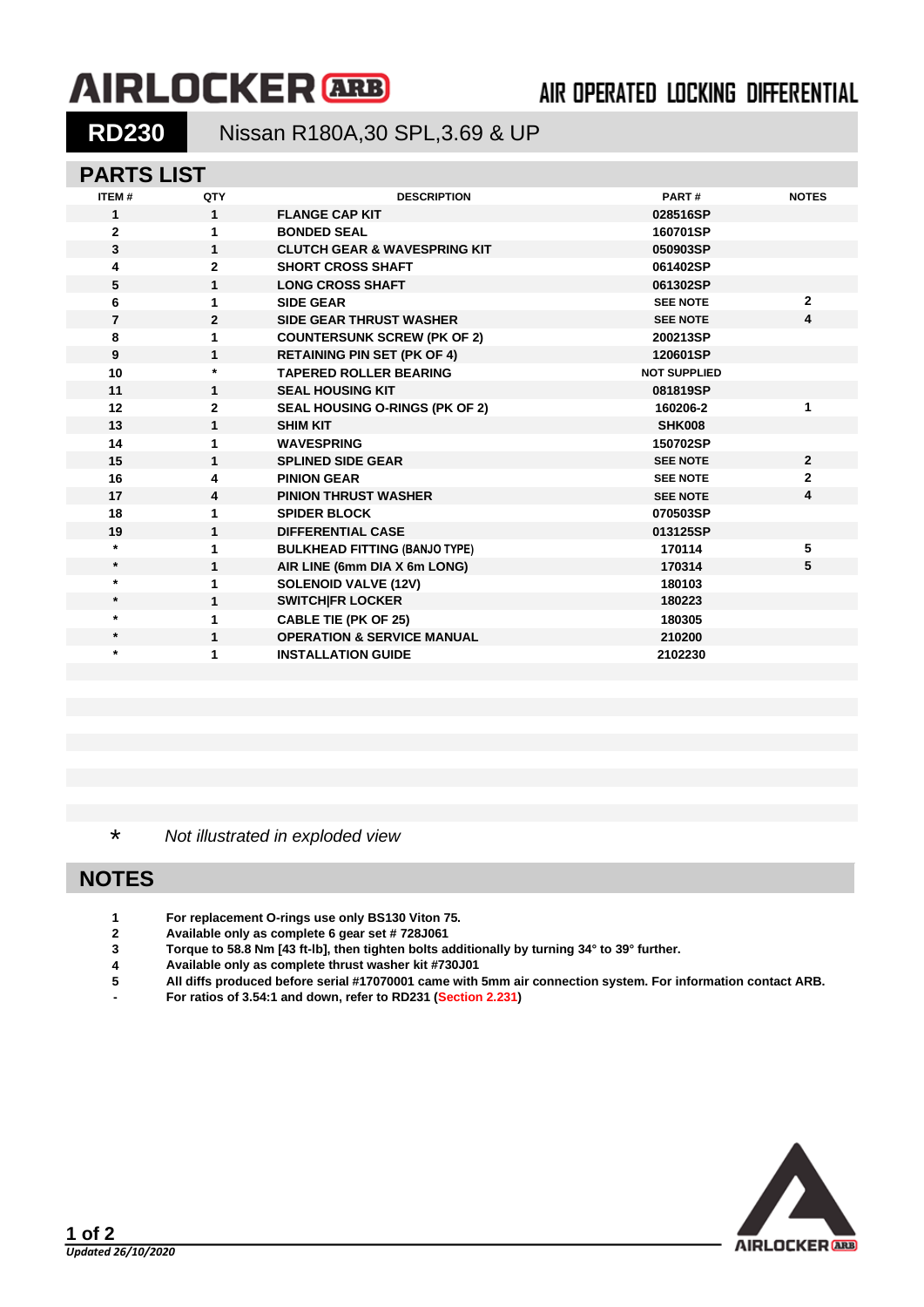# AIRLOCKER ARB

## AIR OPERATED LOCKING DIFFERENTIAL

**RD230** Nissan R180A,30 SPL,3.69 & UP

## PARTS LIST

| ITEM # | QTY | DESCRIPTION | PART # | NOTES |
|---|---|---|---|---|
| 1 | 1 | FLANGE CAP KIT | 028516SP | |
| 2 | 1 | BONDED SEAL | 160701SP | |
| 3 | 1 | CLUTCH GEAR & WAVESPRING KIT | 050903SP | |
| 4 | 2 | SHORT CROSS SHAFT | 061402SP | |
| 5 | 1 | LONG CROSS SHAFT | 061302SP | |
| 6 | 1 | SIDE GEAR | SEE NOTE | 2 |
| 7 | 2 | SIDE GEAR THRUST WASHER | SEE NOTE | 4 |
| 8 | 1 | COUNTERSUNK SCREW (PK OF 2) | 200213SP | |
| 9 | 1 | RETAINING PIN SET (PK OF 4) | 120601SP | |
| 10 | * | TAPERED ROLLER BEARING | NOT SUPPLIED | |
| 11 | 1 | SEAL HOUSING KIT | 081819SP | |
| 12 | 2 | SEAL HOUSING O-RINGS (PK OF 2) | 160206-2 | 1 |
| 13 | 1 | SHIM KIT | SHK008 | |
| 14 | 1 | WAVESPRING | 150702SP | |
| 15 | 1 | SPLINED SIDE GEAR | SEE NOTE | 2 |
| 16 | 4 | PINION GEAR | SEE NOTE | 2 |
| 17 | 4 | PINION THRUST WASHER | SEE NOTE | 4 |
| 18 | 1 | SPIDER BLOCK | 070503SP | |
| 19 | 1 | DIFFERENTIAL CASE | 013125SP | |
| * | 1 | BULKHEAD FITTING (BANJO TYPE) | 170114 | 5 |
| * | 1 | AIR LINE (6mm DIA X 6m LONG) | 170314 | 5 |
| * | 1 | SOLENOID VALVE (12V) | 180103 | |
| * | 1 | SWITCH\|FR LOCKER | 180223 | |
| * | 1 | CABLE TIE (PK OF 25) | 180305 | |
| * | 1 | OPERATION & SERVICE MANUAL | 210200 | |
| * | 1 | INSTALLATION GUIDE | 2102230 | |

\* *Not illustrated in exploded view*

## NOTES

1. For replacement O-rings use only BS130 Viton 75.
2. Available only as complete 6 gear set # 728J061
3. Torque to 58.8 Nm [43 ft-lb], then tighten bolts additionally by turning 34° to 39° further.
4. Available only as complete thrust washer kit #730J01
5. All diffs produced before serial #17070001 came with 5mm air connection system. For information contact ARB.

- For ratios of 3.54:1 and down, refer to RD231 (Section 2.231)

*Updated 26/10/2020*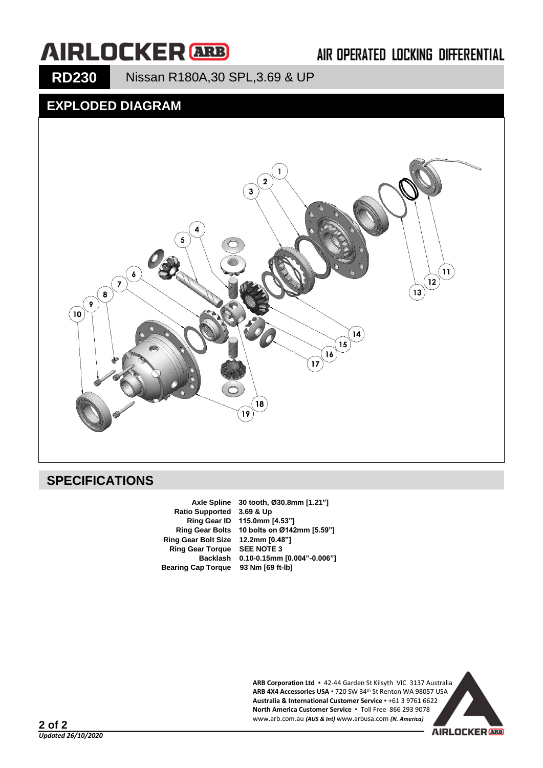# AIRLOCKER ARB

AIR OPERATED LOCKING DIFFERENTIAL

**RD230** Nissan R180A,30 SPL,3.69 & UP

## EXPLODED DIAGRAM

1
2
3
4
5
6
7
8
9
10
11
12
13
14
15
16
17
18
19

## SPECIFICATIONS

| | |
|---|---|
| **Axle Spline** | **30 tooth, Ø30.8mm [1.21"]** |
| **Ratio Supported** | **3.69 & Up** |
| **Ring Gear ID** | **115.0mm [4.53"]** |
| **Ring Gear Bolts** | **10 bolts on Ø142mm [5.59"]** |
| **Ring Gear Bolt Size** | **12.2mm [0.48"]** |
| **Ring Gear Torque** | **SEE NOTE 3** |
| **Backlash** | **0.10-0.15mm [0.004"-0.006"]** |
| **Bearing Cap Torque** | **93 Nm [69 ft-lb]** |

**ARB Corporation Ltd** ▪ 42-44 Garden St Kilsyth VIC 3137 Australia
**ARB 4X4 Accessories USA** ▪ 720 SW 34th St Renton WA 98057 USA
**Australia & International Customer Service** ▪ +61 3 9761 6622
**North America Customer Service** ▪ Toll Free 866 293 9078
www.arb.com.au ***(AUS & Int)*** www.arbusa.com ***(N. America)***

AIRLOCKER ARB

***Updated 26/10/2020***